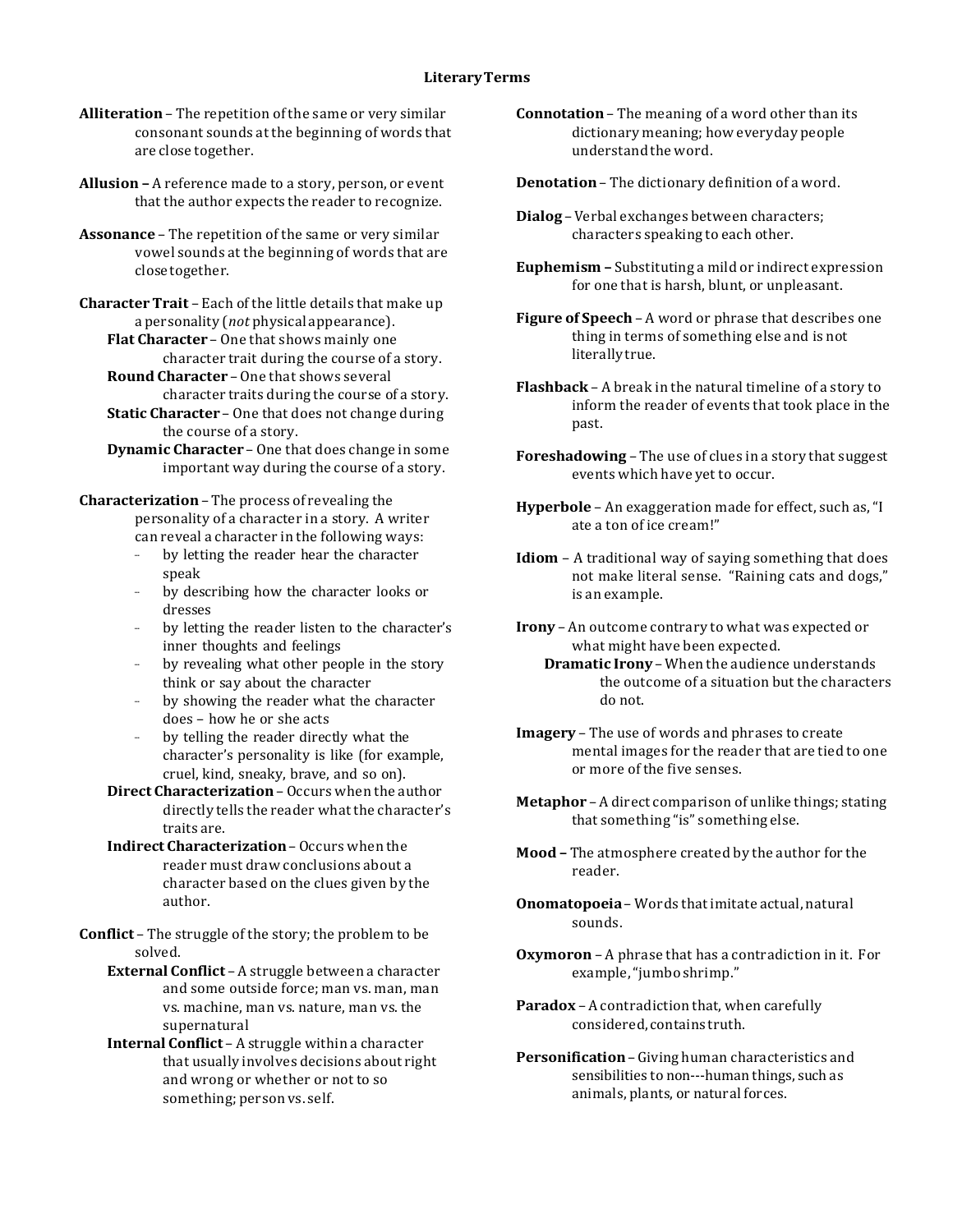# Literary Terms

**Alliteration** – The repetition of the same or very similar consonant sounds at the beginning of words that are close together.

**Allusion –** A reference made to a story, person, or event that the author expects the reader to recognize.

**Assonance** – The repetition of the same or very similar vowel sounds at the beginning of words that are close together.

**Character Trait** – Each of the little details that make up a personality (*not* physical appearance).

- **Flat Character** – One that shows mainly one character trait during the course of a story.
- **Round Character** – One that shows several character traits during the course of a story.
- **Static Character** – One that does not change during the course of a story.
- **Dynamic Character** – One that does change in some important way during the course of a story.

**Characterization** – The process of revealing the personality of a character in a story. A writer can reveal a character in the following ways:

- by letting the reader hear the character speak
- by describing how the character looks or dresses
- by letting the reader listen to the character's inner thoughts and feelings
- by revealing what other people in the story think or say about the character
- by showing the reader what the character does – how he or she acts
- by telling the reader directly what the character's personality is like (for example, cruel, kind, sneaky, brave, and so on).

- **Direct Characterization** – Occurs when the author directly tells the reader what the character's traits are.
- **Indirect Characterization** – Occurs when the reader must draw conclusions about a character based on the clues given by the author.

**Conflict** – The struggle of the story; the problem to be solved.

- **External Conflict** – A struggle between a character and some outside force; man vs. man, man vs. machine, man vs. nature, man vs. the supernatural
- **Internal Conflict** – A struggle within a character that usually involves decisions about right and wrong or whether or not to so something; person vs. self.

**Connotation** – The meaning of a word other than its dictionary meaning; how everyday people understand the word.

**Denotation** – The dictionary definition of a word.

**Dialog** – Verbal exchanges between characters; characters speaking to each other.

**Euphemism –** Substituting a mild or indirect expression for one that is harsh, blunt, or unpleasant.

**Figure of Speech** – A word or phrase that describes one thing in terms of something else and is not literally true.

**Flashback** – A break in the natural timeline of a story to inform the reader of events that took place in the past.

**Foreshadowing** – The use of clues in a story that suggest events which have yet to occur.

**Hyperbole** – An exaggeration made for effect, such as, "I ate a ton of ice cream!"

**Idiom** – A traditional way of saying something that does not make literal sense. "Raining cats and dogs," is an example.

**Irony** – An outcome contrary to what was expected or what might have been expected.

- **Dramatic Irony** – When the audience understands the outcome of a situation but the characters do not.

**Imagery** – The use of words and phrases to create mental images for the reader that are tied to one or more of the five senses.

**Metaphor** – A direct comparison of unlike things; stating that something "is" something else.

**Mood –** The atmosphere created by the author for the reader.

**Onomatopoeia** – Words that imitate actual, natural sounds.

**Oxymoron** – A phrase that has a contradiction in it. For example, "jumbo shrimp."

**Paradox** – A contradiction that, when carefully considered, contains truth.

**Personification** – Giving human characteristics and sensibilities to non---human things, such as animals, plants, or natural forces.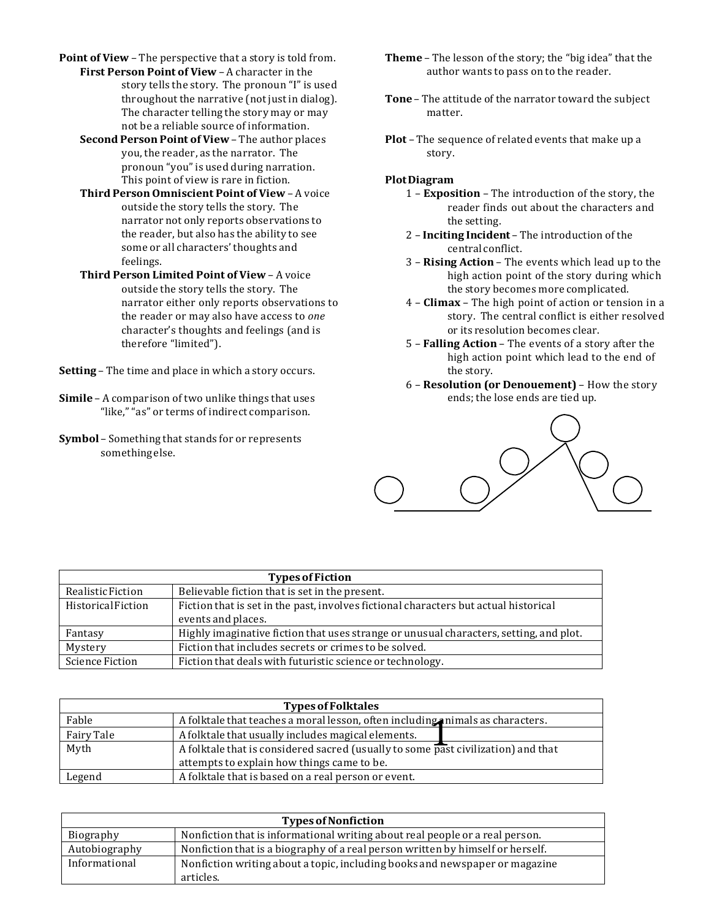**Point of View** – The perspective that a story is told from.

- **First Person Point of View** – A character in the story tells the story. The pronoun "I" is used throughout the narrative (not just in dialog). The character telling the story may or may not be a reliable source of information.
- **Second Person Point of View** – The author places you, the reader, as the narrator. The pronoun "you" is used during narration. This point of view is rare in fiction.
- **Third Person Omniscient Point of View** – A voice outside the story tells the story. The narrator not only reports observations to the reader, but also has the ability to see some or all characters' thoughts and feelings.
- **Third Person Limited Point of View** – A voice outside the story tells the story. The narrator either only reports observations to the reader or may also have access to *one* character's thoughts and feelings (and is therefore "limited").

**Setting** – The time and place in which a story occurs.

**Simile** – A comparison of two unlike things that uses "like," "as" or terms of indirect comparison.

**Symbol** – Something that stands for or represents something else.

**Theme** – The lesson of the story; the "big idea" that the author wants to pass on to the reader.

**Tone** – The attitude of the narrator toward the subject matter.

**Plot** – The sequence of related events that make up a story.

**Plot Diagram**

1 – **Exposition** – The introduction of the story, the reader finds out about the characters and the setting.
2 – **Inciting Incident** – The introduction of the central conflict.
3 – **Rising Action** – The events which lead up to the high action point of the story during which the story becomes more complicated.
4 – **Climax** – The high point of action or tension in a story. The central conflict is either resolved or its resolution becomes clear.
5 – **Falling Action** – The events of a story after the high action point which lead to the end of the story.
6 – **Resolution (or Denouement)** – How the story ends; the lose ends are tied up.

| Types of Fiction | |
|---|---|
| Realistic Fiction | Believable fiction that is set in the present. |
| Historical Fiction | Fiction that is set in the past, involves fictional characters but actual historical events and places. |
| Fantasy | Highly imaginative fiction that uses strange or unusual characters, setting, and plot. |
| Mystery | Fiction that includes secrets or crimes to be solved. |
| Science Fiction | Fiction that deals with futuristic science or technology. |

| Types of Folktales | |
|---|---|
| Fable | A folktale that teaches a moral lesson, often including animals as characters. |
| Fairy Tale | A folktale that usually includes magical elements. |
| Myth | A folktale that is considered sacred (usually to some past civilization) and that attempts to explain how things came to be. |
| Legend | A folktale that is based on a real person or event. |

| Types of Nonfiction | |
|---|---|
| Biography | Nonfiction that is informational writing about real people or a real person. |
| Autobiography | Nonfiction that is a biography of a real person written by himself or herself. |
| Informational | Nonfiction writing about a topic, including books and newspaper or magazine articles. |